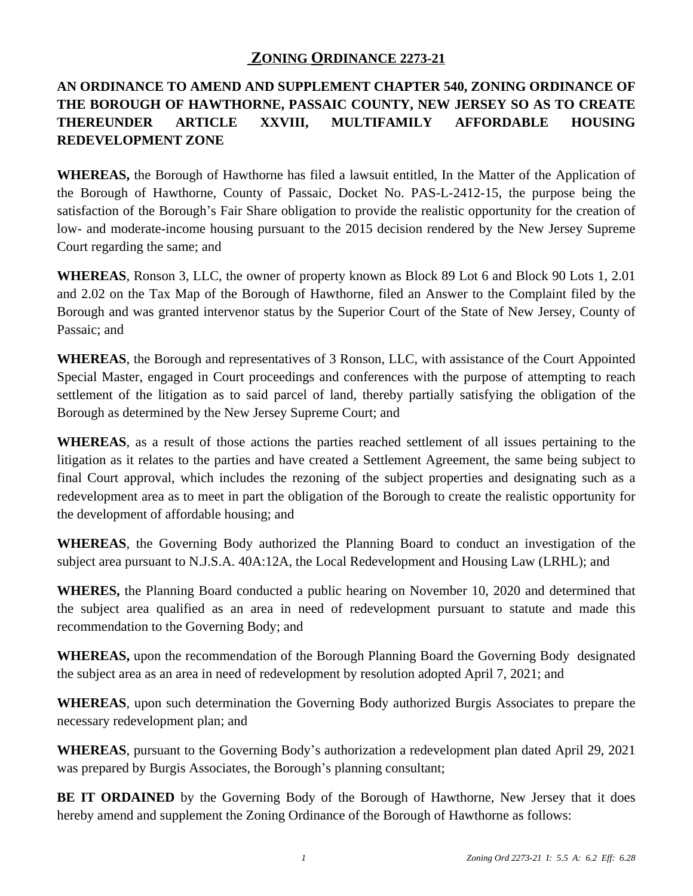# ZONING ORDINANCE 2273-21

**AN ORDINANCE TO AMEND AND SUPPLEMENT CHAPTER 540, ZONING ORDINANCE OF THE BOROUGH OF HAWTHORNE, PASSAIC COUNTY, NEW JERSEY SO AS TO CREATE THEREUNDER ARTICLE XXVIII, MULTIFAMILY AFFORDABLE HOUSING REDEVELOPMENT ZONE**

**WHEREAS,** the Borough of Hawthorne has filed a lawsuit entitled, In the Matter of the Application of the Borough of Hawthorne, County of Passaic, Docket No. PAS-L-2412-15, the purpose being the satisfaction of the Borough's Fair Share obligation to provide the realistic opportunity for the creation of low- and moderate-income housing pursuant to the 2015 decision rendered by the New Jersey Supreme Court regarding the same; and

**WHEREAS**, Ronson 3, LLC, the owner of property known as Block 89 Lot 6 and Block 90 Lots 1, 2.01 and 2.02 on the Tax Map of the Borough of Hawthorne, filed an Answer to the Complaint filed by the Borough and was granted intervenor status by the Superior Court of the State of New Jersey, County of Passaic; and

**WHEREAS**, the Borough and representatives of 3 Ronson, LLC, with assistance of the Court Appointed Special Master, engaged in Court proceedings and conferences with the purpose of attempting to reach settlement of the litigation as to said parcel of land, thereby partially satisfying the obligation of the Borough as determined by the New Jersey Supreme Court; and

**WHEREAS**, as a result of those actions the parties reached settlement of all issues pertaining to the litigation as it relates to the parties and have created a Settlement Agreement, the same being subject to final Court approval, which includes the rezoning of the subject properties and designating such as a redevelopment area as to meet in part the obligation of the Borough to create the realistic opportunity for the development of affordable housing; and

**WHEREAS**, the Governing Body authorized the Planning Board to conduct an investigation of the subject area pursuant to N.J.S.A. 40A:12A, the Local Redevelopment and Housing Law (LRHL); and

**WHERES,** the Planning Board conducted a public hearing on November 10, 2020 and determined that the subject area qualified as an area in need of redevelopment pursuant to statute and made this recommendation to the Governing Body; and

**WHEREAS,** upon the recommendation of the Borough Planning Board the Governing Body designated the subject area as an area in need of redevelopment by resolution adopted April 7, 2021; and

**WHEREAS**, upon such determination the Governing Body authorized Burgis Associates to prepare the necessary redevelopment plan; and

**WHEREAS**, pursuant to the Governing Body's authorization a redevelopment plan dated April 29, 2021 was prepared by Burgis Associates, the Borough's planning consultant;

**BE IT ORDAINED** by the Governing Body of the Borough of Hawthorne, New Jersey that it does hereby amend and supplement the Zoning Ordinance of the Borough of Hawthorne as follows: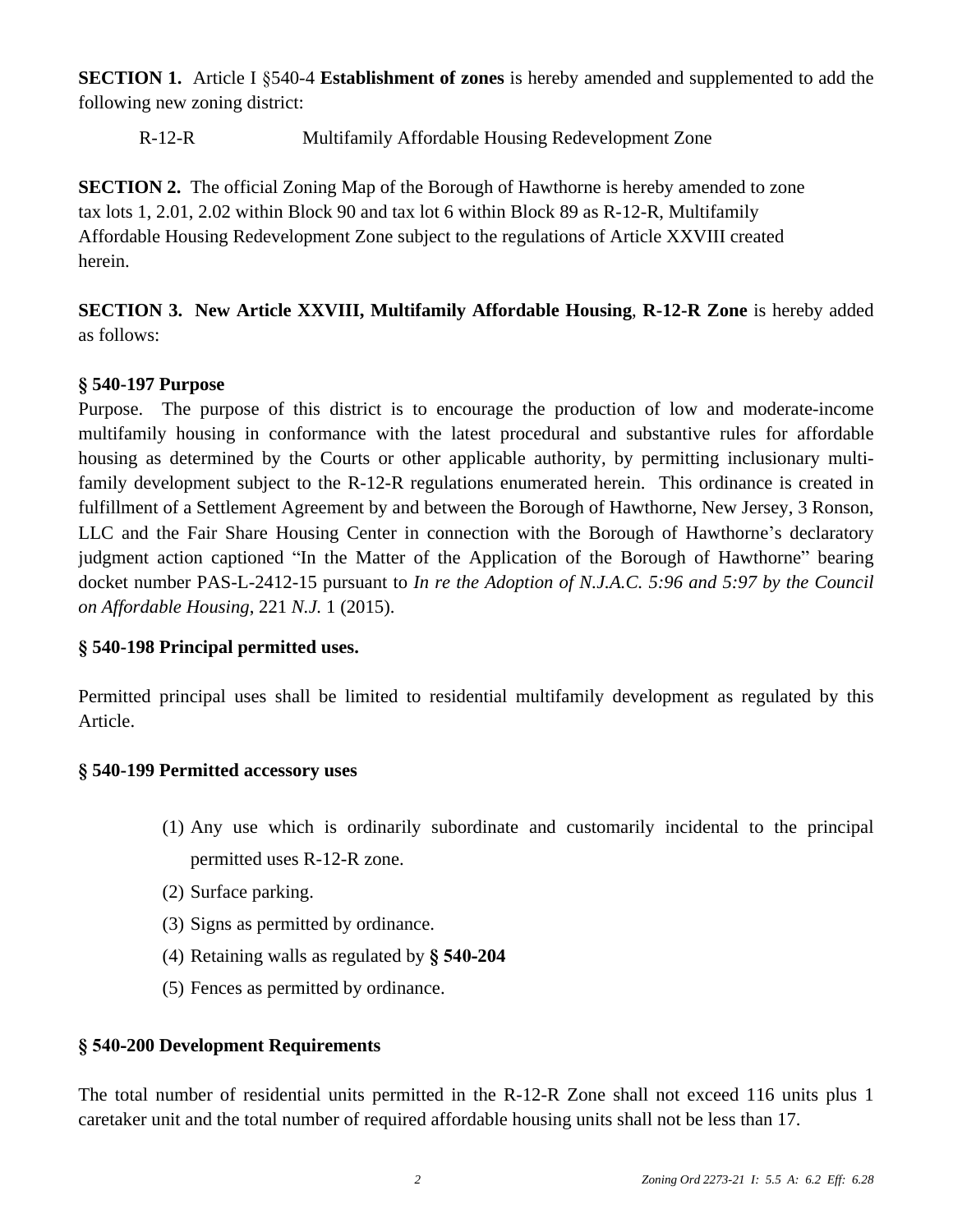**SECTION 1.** Article I §540-4 **Establishment of zones** is hereby amended and supplemented to add the following new zoning district:

R-12-R Multifamily Affordable Housing Redevelopment Zone

**SECTION 2.** The official Zoning Map of the Borough of Hawthorne is hereby amended to zone tax lots 1, 2.01, 2.02 within Block 90 and tax lot 6 within Block 89 as R-12-R, Multifamily Affordable Housing Redevelopment Zone subject to the regulations of Article XXVIII created herein.

**SECTION 3. New Article XXVIII, Multifamily Affordable Housing**, **R-12-R Zone** is hereby added as follows:

**§ 540-197 Purpose**

Purpose. The purpose of this district is to encourage the production of low and moderate-income multifamily housing in conformance with the latest procedural and substantive rules for affordable housing as determined by the Courts or other applicable authority, by permitting inclusionary multi-family development subject to the R-12-R regulations enumerated herein. This ordinance is created in fulfillment of a Settlement Agreement by and between the Borough of Hawthorne, New Jersey, 3 Ronson, LLC and the Fair Share Housing Center in connection with the Borough of Hawthorne's declaratory judgment action captioned "In the Matter of the Application of the Borough of Hawthorne" bearing docket number PAS-L-2412-15 pursuant to *In re the Adoption of N.J.A.C. 5:96 and 5:97 by the Council on Affordable Housing*, 221 *N.J.* 1 (2015).

**§ 540-198 Principal permitted uses.**

Permitted principal uses shall be limited to residential multifamily development as regulated by this Article.

**§ 540-199 Permitted accessory uses**

(1) Any use which is ordinarily subordinate and customarily incidental to the principal permitted uses R-12-R zone.
(2) Surface parking.
(3) Signs as permitted by ordinance.
(4) Retaining walls as regulated by **§ 540-204**
(5) Fences as permitted by ordinance.

**§ 540-200 Development Requirements**

The total number of residential units permitted in the R-12-R Zone shall not exceed 116 units plus 1 caretaker unit and the total number of required affordable housing units shall not be less than 17.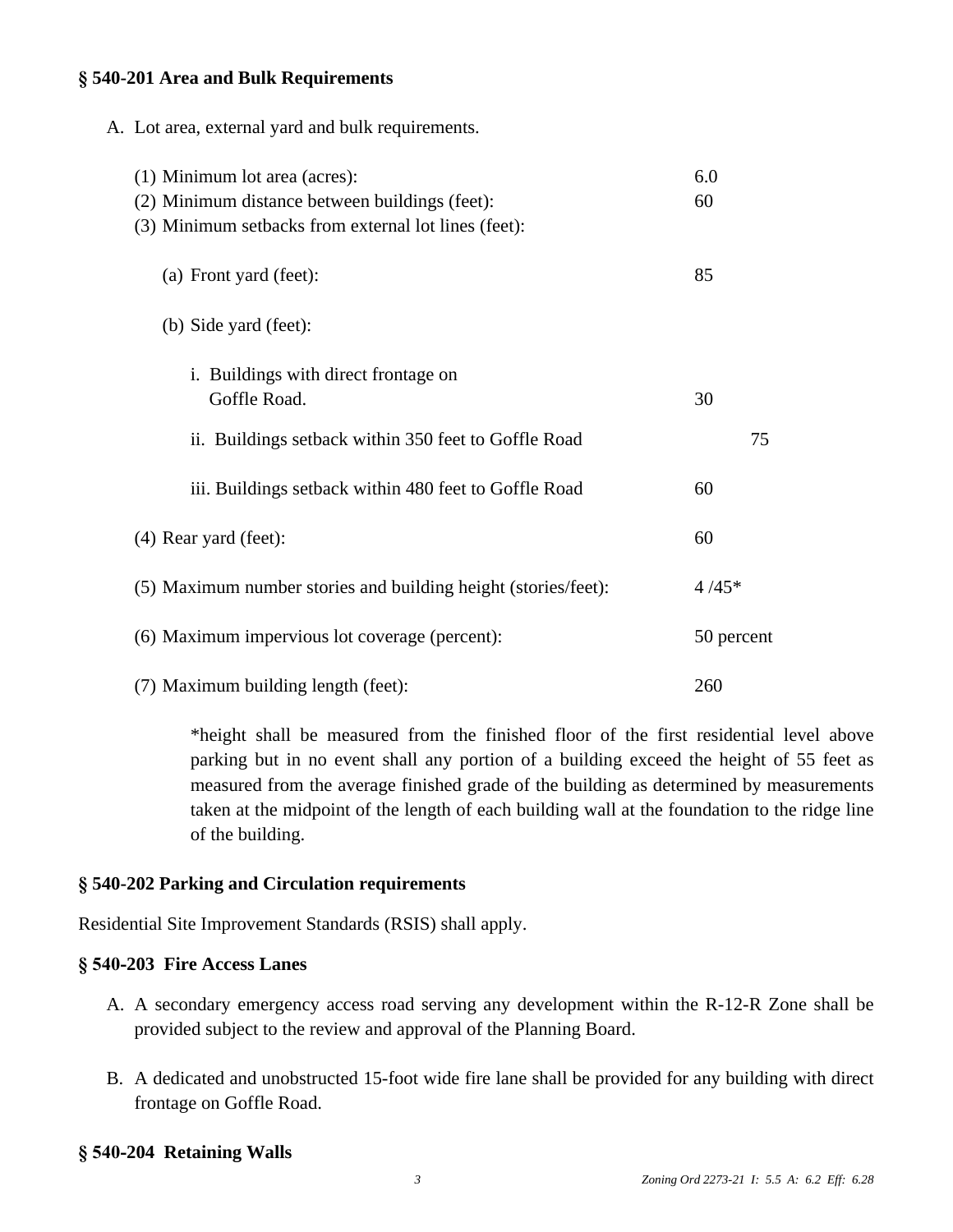### § 540-201 Area and Bulk Requirements

A. Lot area, external yard and bulk requirements.

| Requirement | Value |
|---|---|
| (1) Minimum lot area (acres): | 6.0 |
| (2) Minimum distance between buildings (feet): | 60 |
| (3) Minimum setbacks from external lot lines (feet): | |
| (a) Front yard (feet): | 85 |
| (b) Side yard (feet): | |
| i. Buildings with direct frontage on Goffle Road. | 30 |
| ii. Buildings setback within 350 feet to Goffle Road | 75 |
| iii. Buildings setback within 480 feet to Goffle Road | 60 |
| (4) Rear yard (feet): | 60 |
| (5) Maximum number stories and building height (stories/feet): | 4 /45* |
| (6) Maximum impervious lot coverage (percent): | 50 percent |
| (7) Maximum building length (feet): | 260 |

*height shall be measured from the finished floor of the first residential level above parking but in no event shall any portion of a building exceed the height of 55 feet as measured from the average finished grade of the building as determined by measurements taken at the midpoint of the length of each building wall at the foundation to the ridge line of the building.

### § 540-202 Parking and Circulation requirements

Residential Site Improvement Standards (RSIS) shall apply.

### § 540-203 Fire Access Lanes

A. A secondary emergency access road serving any development within the R-12-R Zone shall be provided subject to the review and approval of the Planning Board.

B. A dedicated and unobstructed 15-foot wide fire lane shall be provided for any building with direct frontage on Goffle Road.

### § 540-204 Retaining Walls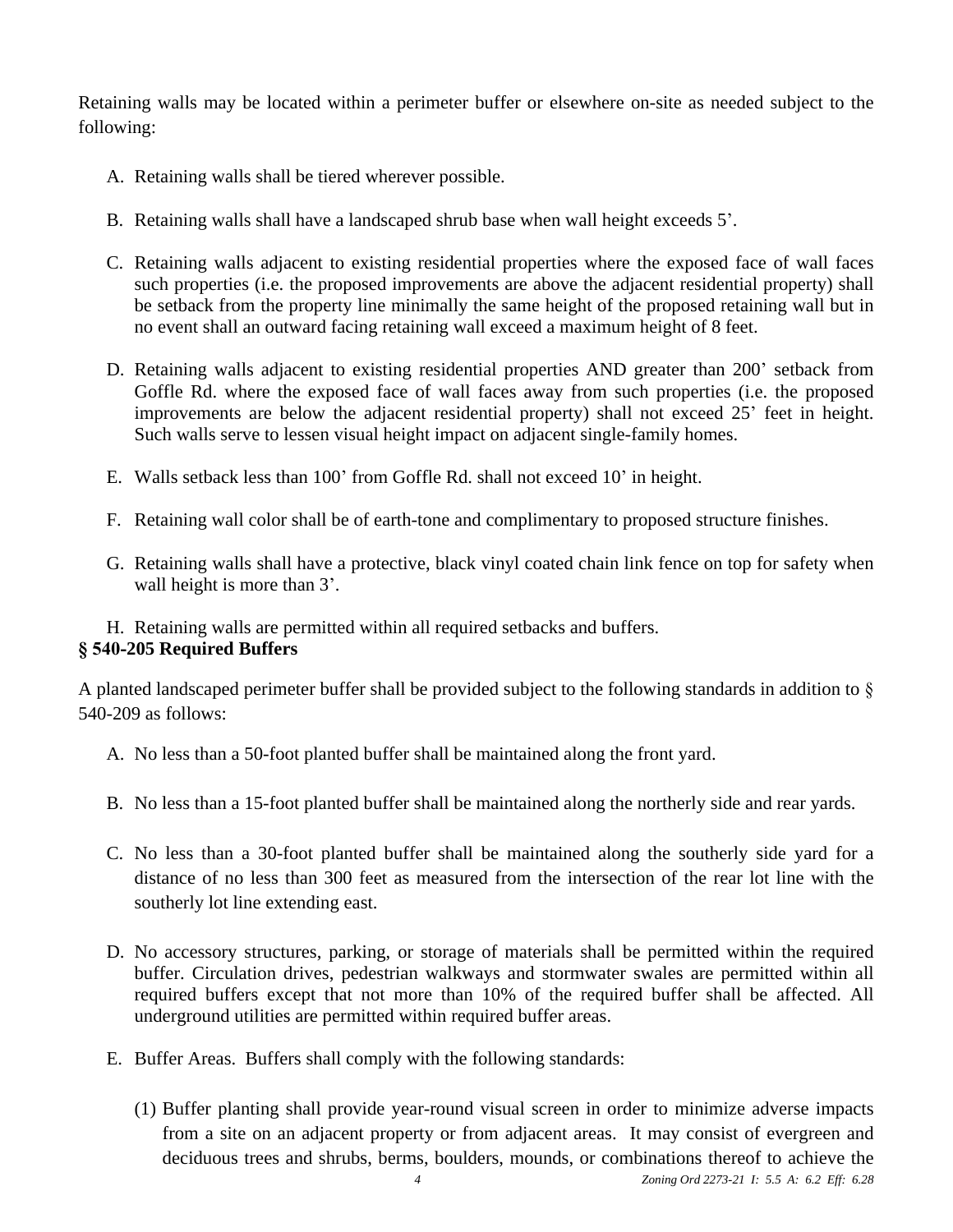Retaining walls may be located within a perimeter buffer or elsewhere on-site as needed subject to the following:

A. Retaining walls shall be tiered wherever possible.

B. Retaining walls shall have a landscaped shrub base when wall height exceeds 5'.

C. Retaining walls adjacent to existing residential properties where the exposed face of wall faces such properties (i.e. the proposed improvements are above the adjacent residential property) shall be setback from the property line minimally the same height of the proposed retaining wall but in no event shall an outward facing retaining wall exceed a maximum height of 8 feet.

D. Retaining walls adjacent to existing residential properties AND greater than 200' setback from Goffle Rd. where the exposed face of wall faces away from such properties (i.e. the proposed improvements are below the adjacent residential property) shall not exceed 25' feet in height. Such walls serve to lessen visual height impact on adjacent single-family homes.

E. Walls setback less than 100' from Goffle Rd. shall not exceed 10' in height.

F. Retaining wall color shall be of earth-tone and complimentary to proposed structure finishes.

G. Retaining walls shall have a protective, black vinyl coated chain link fence on top for safety when wall height is more than 3'.

H. Retaining walls are permitted within all required setbacks and buffers.

**§ 540-205 Required Buffers**

A planted landscaped perimeter buffer shall be provided subject to the following standards in addition to § 540-209 as follows:

A. No less than a 50-foot planted buffer shall be maintained along the front yard.

B. No less than a 15-foot planted buffer shall be maintained along the northerly side and rear yards.

C. No less than a 30-foot planted buffer shall be maintained along the southerly side yard for a distance of no less than 300 feet as measured from the intersection of the rear lot line with the southerly lot line extending east.

D. No accessory structures, parking, or storage of materials shall be permitted within the required buffer. Circulation drives, pedestrian walkways and stormwater swales are permitted within all required buffers except that not more than 10% of the required buffer shall be affected. All underground utilities are permitted within required buffer areas.

E. Buffer Areas. Buffers shall comply with the following standards:

(1) Buffer planting shall provide year-round visual screen in order to minimize adverse impacts from a site on an adjacent property or from adjacent areas. It may consist of evergreen and deciduous trees and shrubs, berms, boulders, mounds, or combinations thereof to achieve the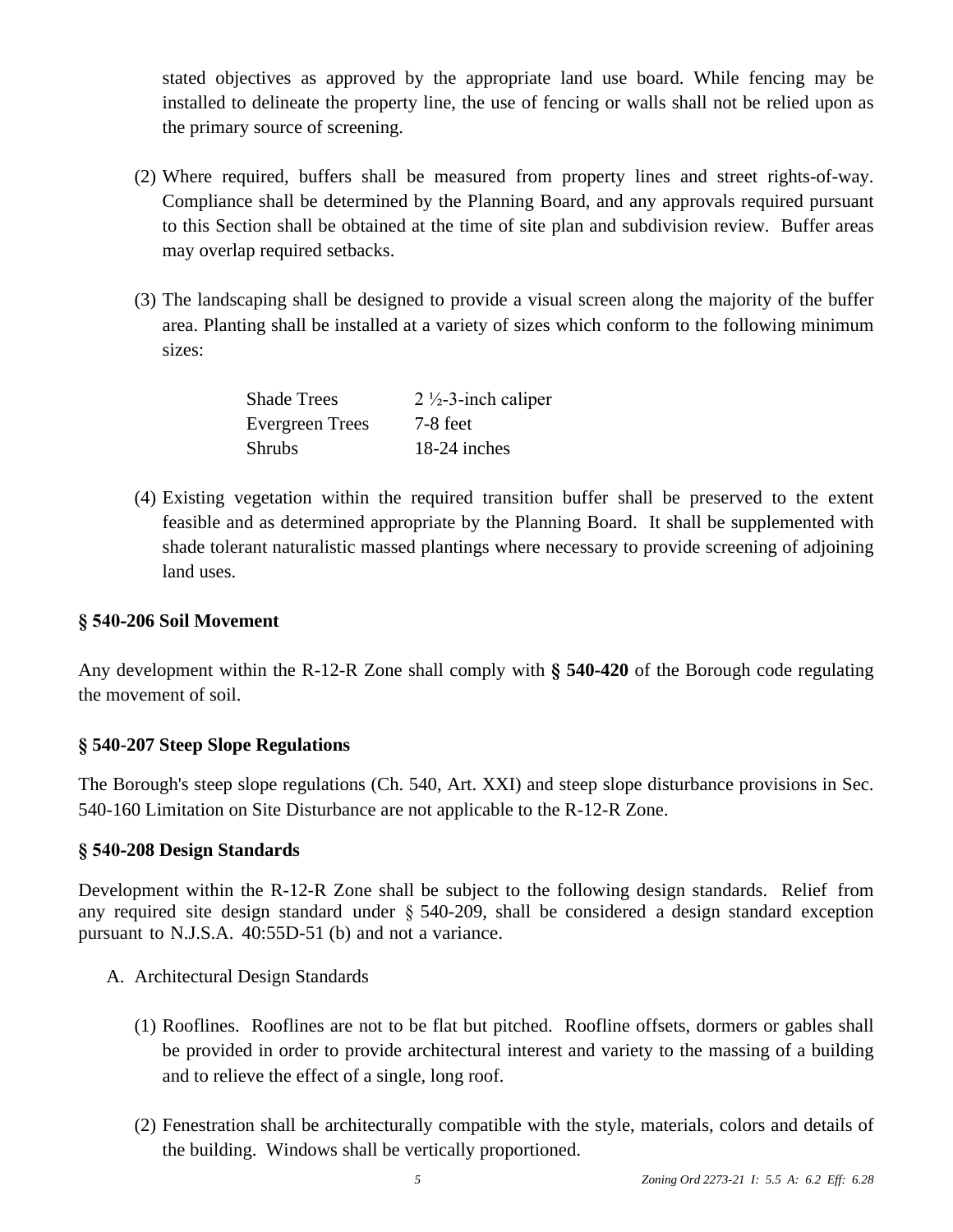stated objectives as approved by the appropriate land use board. While fencing may be installed to delineate the property line, the use of fencing or walls shall not be relied upon as the primary source of screening.

(2) Where required, buffers shall be measured from property lines and street rights-of-way. Compliance shall be determined by the Planning Board, and any approvals required pursuant to this Section shall be obtained at the time of site plan and subdivision review. Buffer areas may overlap required setbacks.

(3) The landscaping shall be designed to provide a visual screen along the majority of the buffer area. Planting shall be installed at a variety of sizes which conform to the following minimum sizes:

| | |
|---|---|
| Shade Trees | 2 ½-3-inch caliper |
| Evergreen Trees | 7-8 feet |
| Shrubs | 18-24 inches |

(4) Existing vegetation within the required transition buffer shall be preserved to the extent feasible and as determined appropriate by the Planning Board. It shall be supplemented with shade tolerant naturalistic massed plantings where necessary to provide screening of adjoining land uses.

### § 540-206 Soil Movement

Any development within the R-12-R Zone shall comply with **§ 540-420** of the Borough code regulating the movement of soil.

### § 540-207 Steep Slope Regulations

The Borough's steep slope regulations (Ch. 540, Art. XXI) and steep slope disturbance provisions in Sec. 540-160 Limitation on Site Disturbance are not applicable to the R-12-R Zone.

### § 540-208 Design Standards

Development within the R-12-R Zone shall be subject to the following design standards. Relief from any required site design standard under § 540-209, shall be considered a design standard exception pursuant to N.J.S.A. 40:55D-51 (b) and not a variance.

A. Architectural Design Standards

(1) Rooflines. Rooflines are not to be flat but pitched. Roofline offsets, dormers or gables shall be provided in order to provide architectural interest and variety to the massing of a building and to relieve the effect of a single, long roof.

(2) Fenestration shall be architecturally compatible with the style, materials, colors and details of the building. Windows shall be vertically proportioned.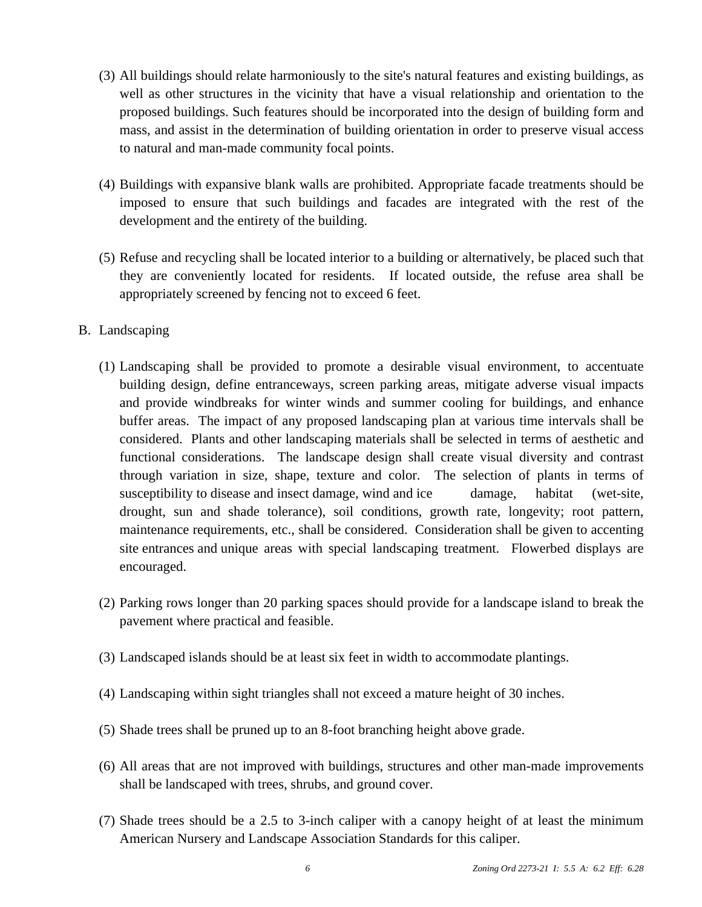(3) All buildings should relate harmoniously to the site's natural features and existing buildings, as well as other structures in the vicinity that have a visual relationship and orientation to the proposed buildings. Such features should be incorporated into the design of building form and mass, and assist in the determination of building orientation in order to preserve visual access to natural and man-made community focal points.

(4) Buildings with expansive blank walls are prohibited. Appropriate facade treatments should be imposed to ensure that such buildings and facades are integrated with the rest of the development and the entirety of the building.

(5) Refuse and recycling shall be located interior to a building or alternatively, be placed such that they are conveniently located for residents. If located outside, the refuse area shall be appropriately screened by fencing not to exceed 6 feet.

B. Landscaping

(1) Landscaping shall be provided to promote a desirable visual environment, to accentuate building design, define entranceways, screen parking areas, mitigate adverse visual impacts and provide windbreaks for winter winds and summer cooling for buildings, and enhance buffer areas. The impact of any proposed landscaping plan at various time intervals shall be considered. Plants and other landscaping materials shall be selected in terms of aesthetic and functional considerations. The landscape design shall create visual diversity and contrast through variation in size, shape, texture and color. The selection of plants in terms of susceptibility to disease and insect damage, wind and ice damage, habitat (wet-site, drought, sun and shade tolerance), soil conditions, growth rate, longevity; root pattern, maintenance requirements, etc., shall be considered. Consideration shall be given to accenting site entrances and unique areas with special landscaping treatment. Flowerbed displays are encouraged.

(2) Parking rows longer than 20 parking spaces should provide for a landscape island to break the pavement where practical and feasible.

(3) Landscaped islands should be at least six feet in width to accommodate plantings.

(4) Landscaping within sight triangles shall not exceed a mature height of 30 inches.

(5) Shade trees shall be pruned up to an 8-foot branching height above grade.

(6) All areas that are not improved with buildings, structures and other man-made improvements shall be landscaped with trees, shrubs, and ground cover.

(7) Shade trees should be a 2.5 to 3-inch caliper with a canopy height of at least the minimum American Nursery and Landscape Association Standards for this caliper.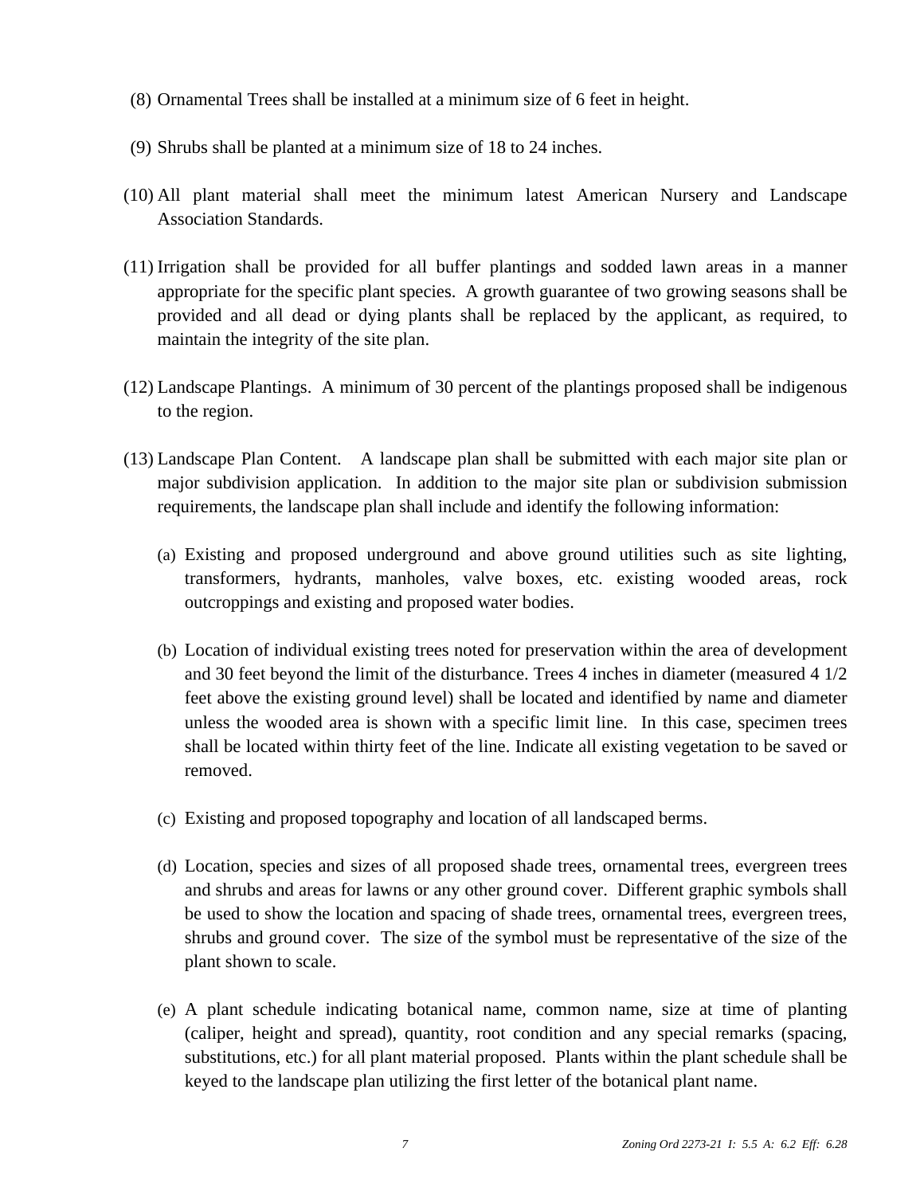(8) Ornamental Trees shall be installed at a minimum size of 6 feet in height.

(9) Shrubs shall be planted at a minimum size of 18 to 24 inches.

(10) All plant material shall meet the minimum latest American Nursery and Landscape Association Standards.

(11) Irrigation shall be provided for all buffer plantings and sodded lawn areas in a manner appropriate for the specific plant species. A growth guarantee of two growing seasons shall be provided and all dead or dying plants shall be replaced by the applicant, as required, to maintain the integrity of the site plan.

(12) Landscape Plantings. A minimum of 30 percent of the plantings proposed shall be indigenous to the region.

(13) Landscape Plan Content. A landscape plan shall be submitted with each major site plan or major subdivision application. In addition to the major site plan or subdivision submission requirements, the landscape plan shall include and identify the following information:

   (a) Existing and proposed underground and above ground utilities such as site lighting, transformers, hydrants, manholes, valve boxes, etc. existing wooded areas, rock outcroppings and existing and proposed water bodies.

   (b) Location of individual existing trees noted for preservation within the area of development and 30 feet beyond the limit of the disturbance. Trees 4 inches in diameter (measured 4 1/2 feet above the existing ground level) shall be located and identified by name and diameter unless the wooded area is shown with a specific limit line. In this case, specimen trees shall be located within thirty feet of the line. Indicate all existing vegetation to be saved or removed.

   (c) Existing and proposed topography and location of all landscaped berms.

   (d) Location, species and sizes of all proposed shade trees, ornamental trees, evergreen trees and shrubs and areas for lawns or any other ground cover. Different graphic symbols shall be used to show the location and spacing of shade trees, ornamental trees, evergreen trees, shrubs and ground cover. The size of the symbol must be representative of the size of the plant shown to scale.

   (e) A plant schedule indicating botanical name, common name, size at time of planting (caliper, height and spread), quantity, root condition and any special remarks (spacing, substitutions, etc.) for all plant material proposed. Plants within the plant schedule shall be keyed to the landscape plan utilizing the first letter of the botanical plant name.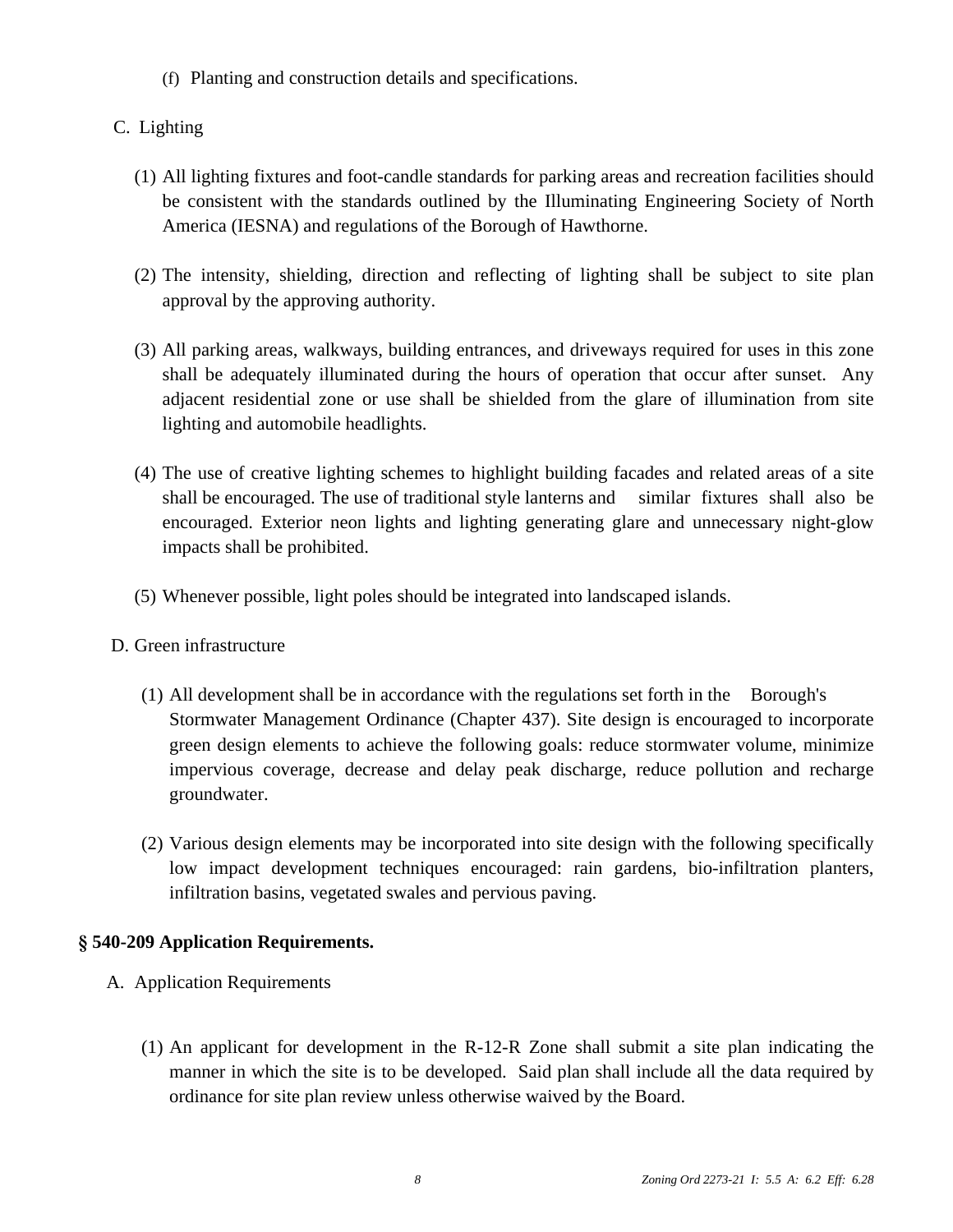(f) Planting and construction details and specifications.

C. Lighting

(1) All lighting fixtures and foot-candle standards for parking areas and recreation facilities should be consistent with the standards outlined by the Illuminating Engineering Society of North America (IESNA) and regulations of the Borough of Hawthorne.

(2) The intensity, shielding, direction and reflecting of lighting shall be subject to site plan approval by the approving authority.

(3) All parking areas, walkways, building entrances, and driveways required for uses in this zone shall be adequately illuminated during the hours of operation that occur after sunset. Any adjacent residential zone or use shall be shielded from the glare of illumination from site lighting and automobile headlights.

(4) The use of creative lighting schemes to highlight building facades and related areas of a site shall be encouraged. The use of traditional style lanterns and similar fixtures shall also be encouraged. Exterior neon lights and lighting generating glare and unnecessary night-glow impacts shall be prohibited.

(5) Whenever possible, light poles should be integrated into landscaped islands.

D. Green infrastructure

(1) All development shall be in accordance with the regulations set forth in the Borough's Stormwater Management Ordinance (Chapter 437). Site design is encouraged to incorporate green design elements to achieve the following goals: reduce stormwater volume, minimize impervious coverage, decrease and delay peak discharge, reduce pollution and recharge groundwater.

(2) Various design elements may be incorporated into site design with the following specifically low impact development techniques encouraged: rain gardens, bio-infiltration planters, infiltration basins, vegetated swales and pervious paving.

**§ 540-209 Application Requirements.**

A. Application Requirements

(1) An applicant for development in the R-12-R Zone shall submit a site plan indicating the manner in which the site is to be developed. Said plan shall include all the data required by ordinance for site plan review unless otherwise waived by the Board.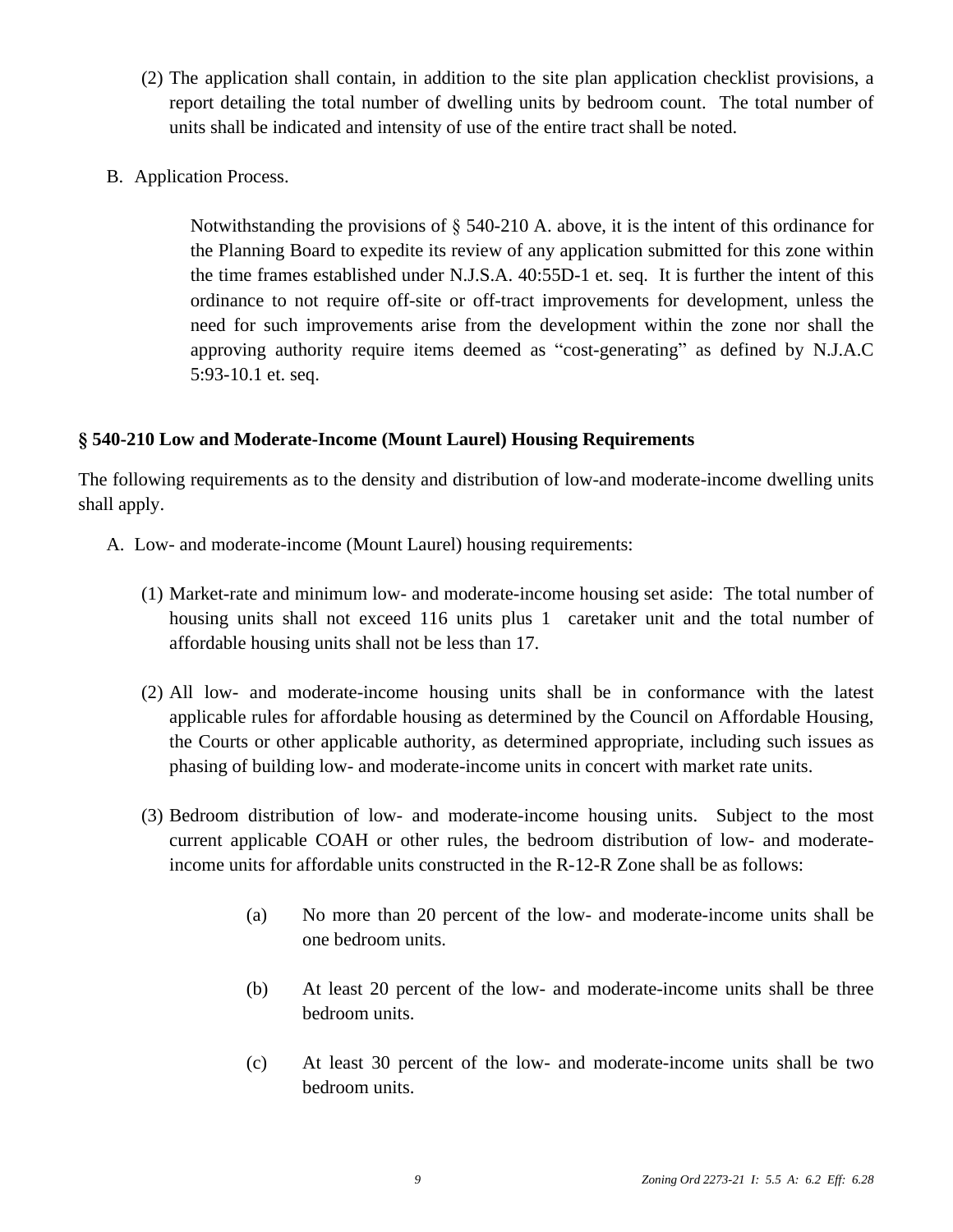(2) The application shall contain, in addition to the site plan application checklist provisions, a report detailing the total number of dwelling units by bedroom count. The total number of units shall be indicated and intensity of use of the entire tract shall be noted.

B. Application Process.

Notwithstanding the provisions of § 540-210 A. above, it is the intent of this ordinance for the Planning Board to expedite its review of any application submitted for this zone within the time frames established under N.J.S.A. 40:55D-1 et. seq. It is further the intent of this ordinance to not require off-site or off-tract improvements for development, unless the need for such improvements arise from the development within the zone nor shall the approving authority require items deemed as "cost-generating" as defined by N.J.A.C 5:93-10.1 et. seq.

**§ 540-210 Low and Moderate-Income (Mount Laurel) Housing Requirements**

The following requirements as to the density and distribution of low-and moderate-income dwelling units shall apply.

A. Low- and moderate-income (Mount Laurel) housing requirements:

(1) Market-rate and minimum low- and moderate-income housing set aside: The total number of housing units shall not exceed 116 units plus 1 caretaker unit and the total number of affordable housing units shall not be less than 17.

(2) All low- and moderate-income housing units shall be in conformance with the latest applicable rules for affordable housing as determined by the Council on Affordable Housing, the Courts or other applicable authority, as determined appropriate, including such issues as phasing of building low- and moderate-income units in concert with market rate units.

(3) Bedroom distribution of low- and moderate-income housing units. Subject to the most current applicable COAH or other rules, the bedroom distribution of low- and moderate-income units for affordable units constructed in the R-12-R Zone shall be as follows:

(a) No more than 20 percent of the low- and moderate-income units shall be one bedroom units.

(b) At least 20 percent of the low- and moderate-income units shall be three bedroom units.

(c) At least 30 percent of the low- and moderate-income units shall be two bedroom units.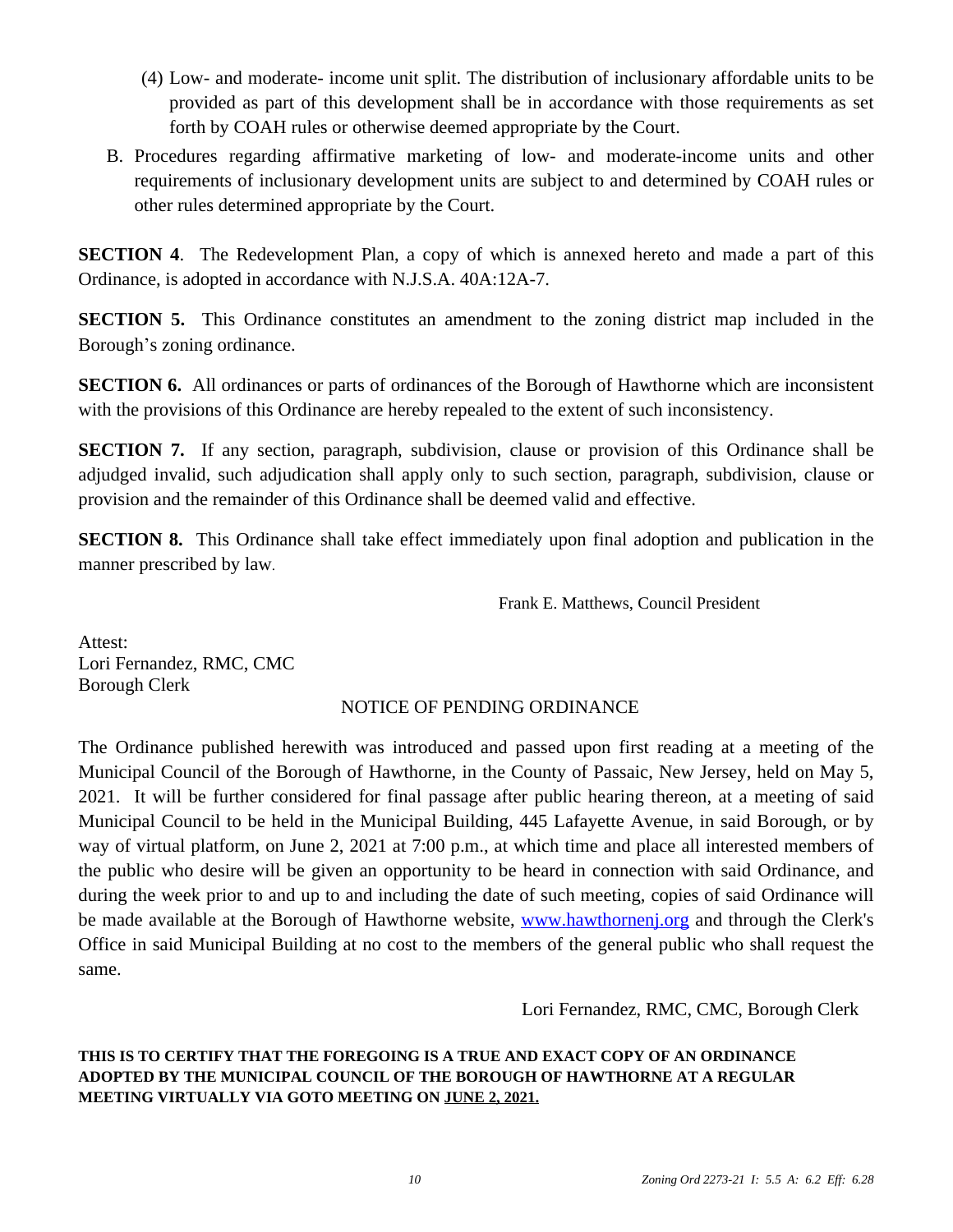(4) Low- and moderate- income unit split. The distribution of inclusionary affordable units to be provided as part of this development shall be in accordance with those requirements as set forth by COAH rules or otherwise deemed appropriate by the Court.

B. Procedures regarding affirmative marketing of low- and moderate-income units and other requirements of inclusionary development units are subject to and determined by COAH rules or other rules determined appropriate by the Court.

**SECTION 4**. The Redevelopment Plan, a copy of which is annexed hereto and made a part of this Ordinance, is adopted in accordance with N.J.S.A. 40A:12A-7.

**SECTION 5.** This Ordinance constitutes an amendment to the zoning district map included in the Borough's zoning ordinance.

**SECTION 6.** All ordinances or parts of ordinances of the Borough of Hawthorne which are inconsistent with the provisions of this Ordinance are hereby repealed to the extent of such inconsistency.

**SECTION 7.** If any section, paragraph, subdivision, clause or provision of this Ordinance shall be adjudged invalid, such adjudication shall apply only to such section, paragraph, subdivision, clause or provision and the remainder of this Ordinance shall be deemed valid and effective.

**SECTION 8.** This Ordinance shall take effect immediately upon final adoption and publication in the manner prescribed by law.

Frank E. Matthews, Council President

Attest:
Lori Fernandez, RMC, CMC
Borough Clerk

NOTICE OF PENDING ORDINANCE

The Ordinance published herewith was introduced and passed upon first reading at a meeting of the Municipal Council of the Borough of Hawthorne, in the County of Passaic, New Jersey, held on May 5, 2021. It will be further considered for final passage after public hearing thereon, at a meeting of said Municipal Council to be held in the Municipal Building, 445 Lafayette Avenue, in said Borough, or by way of virtual platform, on June 2, 2021 at 7:00 p.m., at which time and place all interested members of the public who desire will be given an opportunity to be heard in connection with said Ordinance, and during the week prior to and up to and including the date of such meeting, copies of said Ordinance will be made available at the Borough of Hawthorne website, www.hawthornenj.org and through the Clerk's Office in said Municipal Building at no cost to the members of the general public who shall request the same.

Lori Fernandez, RMC, CMC, Borough Clerk

**THIS IS TO CERTIFY THAT THE FOREGOING IS A TRUE AND EXACT COPY OF AN ORDINANCE ADOPTED BY THE MUNICIPAL COUNCIL OF THE BOROUGH OF HAWTHORNE AT A REGULAR MEETING VIRTUALLY VIA GOTO MEETING ON JUNE 2, 2021.**